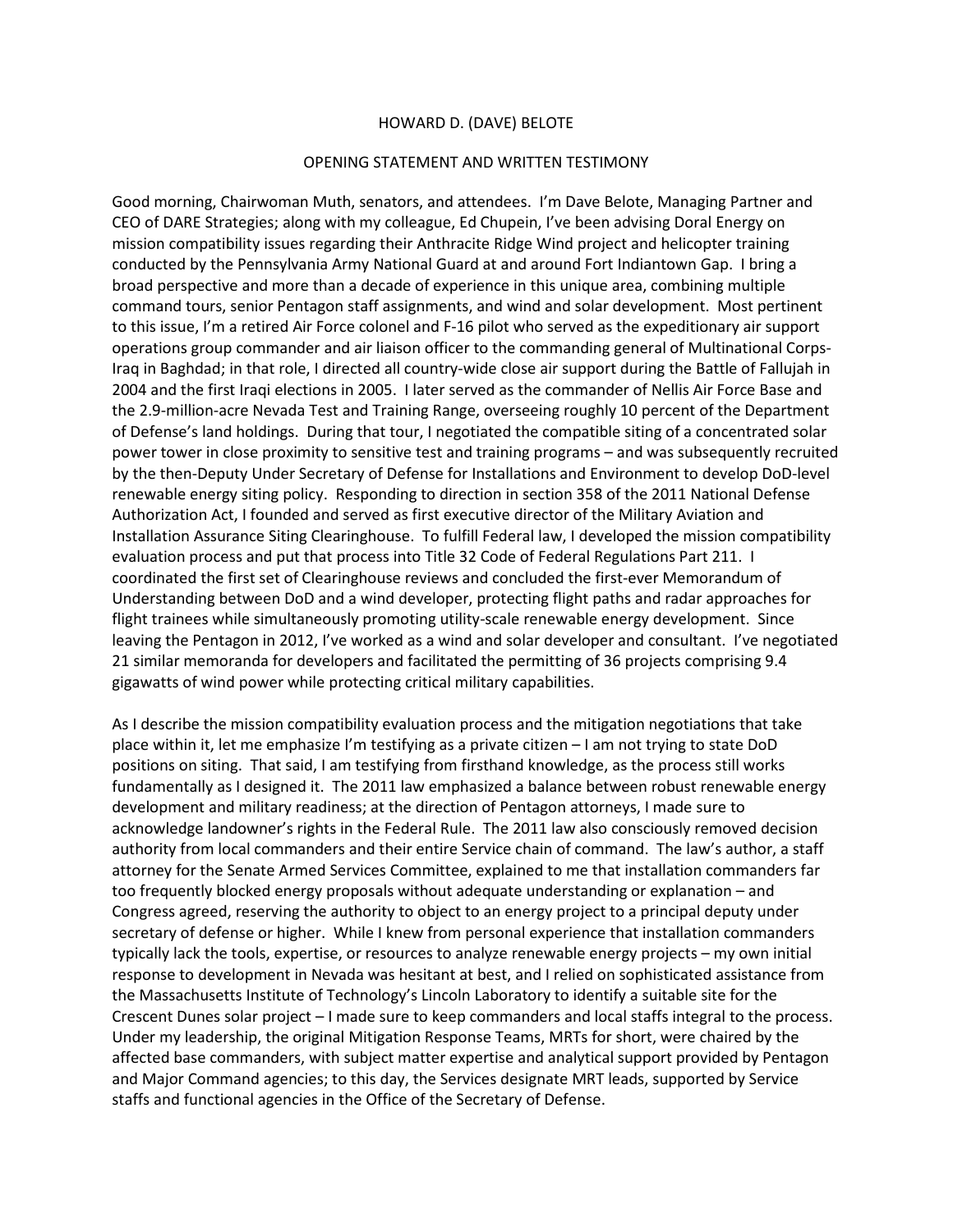HOWARD D. (DAVE) BELOTE

OPENING STATEMENT AND WRITTEN TESTIMONY

Good morning, Chairwoman Muth, senators, and attendees. I'm Dave Belote, Managing Partner and CEO of DARE Strategies; along with my colleague, Ed Chupein, I've been advising Doral Energy on mission compatibility issues regarding their Anthracite Ridge Wind project and helicopter training conducted by the Pennsylvania Army National Guard at and around Fort Indiantown Gap. I bring a broad perspective and more than a decade of experience in this unique area, combining multiple command tours, senior Pentagon staff assignments, and wind and solar development. Most pertinent to this issue, I'm a retired Air Force colonel and F-16 pilot who served as the expeditionary air support operations group commander and air liaison officer to the commanding general of Multinational Corps-Iraq in Baghdad; in that role, I directed all country-wide close air support during the Battle of Fallujah in 2004 and the first Iraqi elections in 2005. I later served as the commander of Nellis Air Force Base and the 2.9-million-acre Nevada Test and Training Range, overseeing roughly 10 percent of the Department of Defense's land holdings. During that tour, I negotiated the compatible siting of a concentrated solar power tower in close proximity to sensitive test and training programs – and was subsequently recruited by the then-Deputy Under Secretary of Defense for Installations and Environment to develop DoD-level renewable energy siting policy. Responding to direction in section 358 of the 2011 National Defense Authorization Act, I founded and served as first executive director of the Military Aviation and Installation Assurance Siting Clearinghouse. To fulfill Federal law, I developed the mission compatibility evaluation process and put that process into Title 32 Code of Federal Regulations Part 211. I coordinated the first set of Clearinghouse reviews and concluded the first-ever Memorandum of Understanding between DoD and a wind developer, protecting flight paths and radar approaches for flight trainees while simultaneously promoting utility-scale renewable energy development. Since leaving the Pentagon in 2012, I've worked as a wind and solar developer and consultant. I've negotiated 21 similar memoranda for developers and facilitated the permitting of 36 projects comprising 9.4 gigawatts of wind power while protecting critical military capabilities.

As I describe the mission compatibility evaluation process and the mitigation negotiations that take place within it, let me emphasize I'm testifying as a private citizen – I am not trying to state DoD positions on siting. That said, I am testifying from firsthand knowledge, as the process still works fundamentally as I designed it. The 2011 law emphasized a balance between robust renewable energy development and military readiness; at the direction of Pentagon attorneys, I made sure to acknowledge landowner's rights in the Federal Rule. The 2011 law also consciously removed decision authority from local commanders and their entire Service chain of command. The law's author, a staff attorney for the Senate Armed Services Committee, explained to me that installation commanders far too frequently blocked energy proposals without adequate understanding or explanation – and Congress agreed, reserving the authority to object to an energy project to a principal deputy under secretary of defense or higher. While I knew from personal experience that installation commanders typically lack the tools, expertise, or resources to analyze renewable energy projects – my own initial response to development in Nevada was hesitant at best, and I relied on sophisticated assistance from the Massachusetts Institute of Technology's Lincoln Laboratory to identify a suitable site for the Crescent Dunes solar project – I made sure to keep commanders and local staffs integral to the process. Under my leadership, the original Mitigation Response Teams, MRTs for short, were chaired by the affected base commanders, with subject matter expertise and analytical support provided by Pentagon and Major Command agencies; to this day, the Services designate MRT leads, supported by Service staffs and functional agencies in the Office of the Secretary of Defense.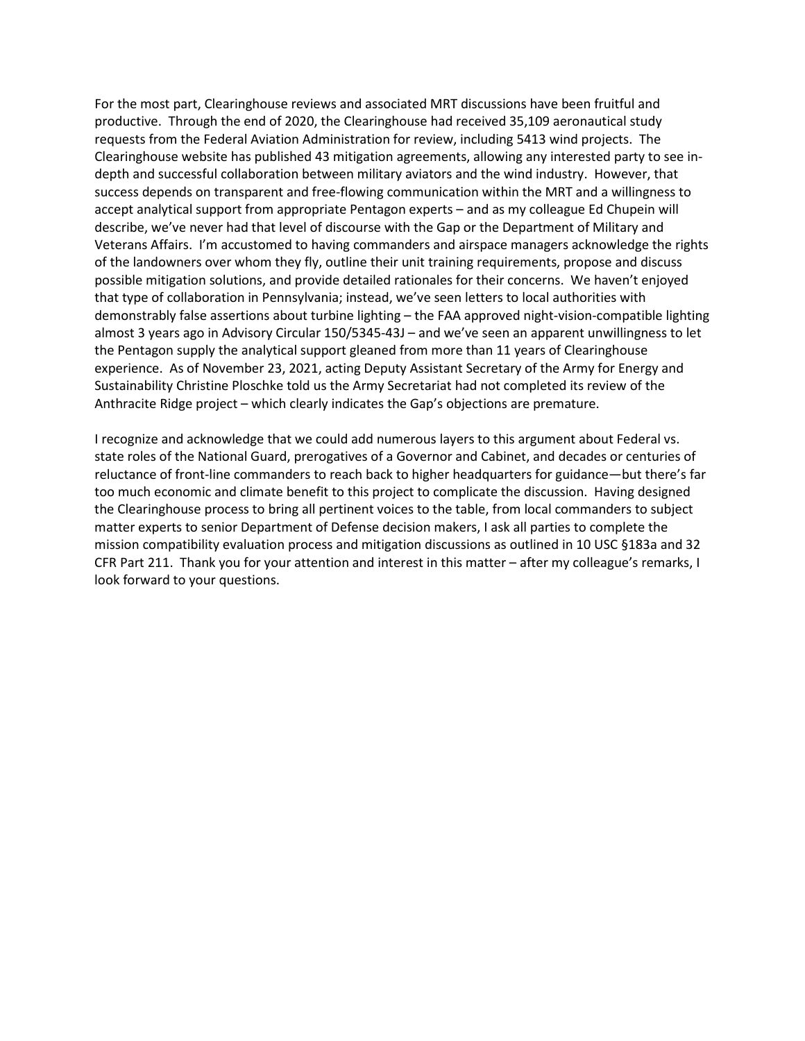For the most part, Clearinghouse reviews and associated MRT discussions have been fruitful and productive. Through the end of 2020, the Clearinghouse had received 35,109 aeronautical study requests from the Federal Aviation Administration for review, including 5413 wind projects. The Clearinghouse website has published 43 mitigation agreements, allowing any interested party to see in-depth and successful collaboration between military aviators and the wind industry. However, that success depends on transparent and free-flowing communication within the MRT and a willingness to accept analytical support from appropriate Pentagon experts – and as my colleague Ed Chupein will describe, we've never had that level of discourse with the Gap or the Department of Military and Veterans Affairs. I'm accustomed to having commanders and airspace managers acknowledge the rights of the landowners over whom they fly, outline their unit training requirements, propose and discuss possible mitigation solutions, and provide detailed rationales for their concerns. We haven't enjoyed that type of collaboration in Pennsylvania; instead, we've seen letters to local authorities with demonstrably false assertions about turbine lighting – the FAA approved night-vision-compatible lighting almost 3 years ago in Advisory Circular 150/5345-43J – and we've seen an apparent unwillingness to let the Pentagon supply the analytical support gleaned from more than 11 years of Clearinghouse experience. As of November 23, 2021, acting Deputy Assistant Secretary of the Army for Energy and Sustainability Christine Ploschke told us the Army Secretariat had not completed its review of the Anthracite Ridge project – which clearly indicates the Gap's objections are premature.

I recognize and acknowledge that we could add numerous layers to this argument about Federal vs. state roles of the National Guard, prerogatives of a Governor and Cabinet, and decades or centuries of reluctance of front-line commanders to reach back to higher headquarters for guidance—but there's far too much economic and climate benefit to this project to complicate the discussion. Having designed the Clearinghouse process to bring all pertinent voices to the table, from local commanders to subject matter experts to senior Department of Defense decision makers, I ask all parties to complete the mission compatibility evaluation process and mitigation discussions as outlined in 10 USC §183a and 32 CFR Part 211. Thank you for your attention and interest in this matter – after my colleague's remarks, I look forward to your questions.